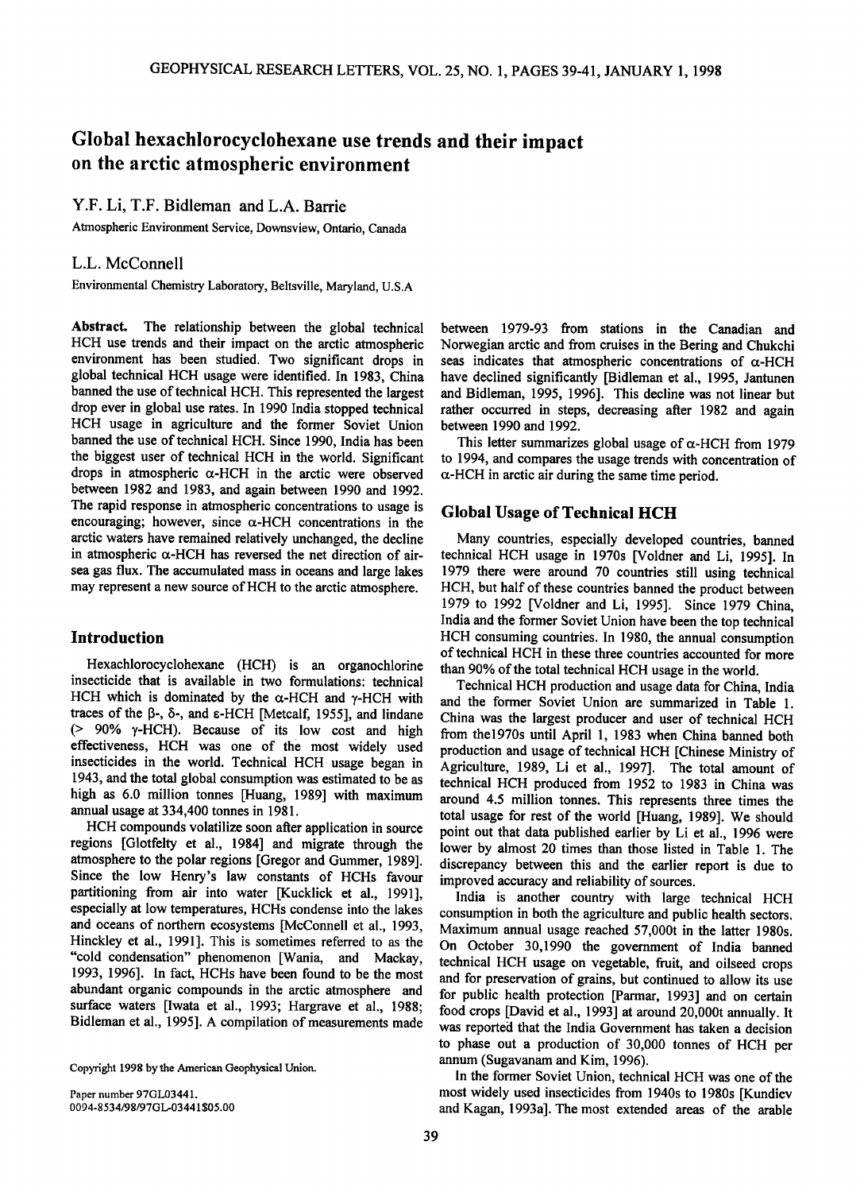# Global hexachlorocyclohexane use trends and their impact on the arctic atmospheric environment

Y.F. Li, T.F. Bidleman and L.A. Barrie

Atmospheric Environment Service, Downsview, Ontario, Canada

L.L. McConnell

Environmental Chemistry Laboratory, Beltsville, Maryland, U.S.A

**Abstract.** The relationship between the global technical HCH use trends and their impact on the arctic atmospheric environment has been studied. Two significant drops in global technical HCH usage were identified. In 1983, China banned the use of technical HCH. This represented the largest drop ever in global use rates. In 1990 India stopped technical HCH usage in agriculture and the former Soviet Union banned the use of technical HCH. Since 1990, India has been the biggest user of technical HCH in the world. Significant drops in atmospheric α-HCH in the arctic were observed between 1982 and 1983, and again between 1990 and 1992. The rapid response in atmospheric concentrations to usage is encouraging; however, since α-HCH concentrations in the arctic waters have remained relatively unchanged, the decline in atmospheric α-HCH has reversed the net direction of air-sea gas flux. The accumulated mass in oceans and large lakes may represent a new source of HCH to the arctic atmosphere.

## Introduction

Hexachlorocyclohexane (HCH) is an organochlorine insecticide that is available in two formulations: technical HCH which is dominated by the α-HCH and γ-HCH with traces of the β-, δ-, and ε-HCH [Metcalf, 1955], and lindane (> 90% γ-HCH). Because of its low cost and high effectiveness, HCH was one of the most widely used insecticides in the world. Technical HCH usage began in 1943, and the total global consumption was estimated to be as high as 6.0 million tonnes [Huang, 1989] with maximum annual usage at 334,400 tonnes in 1981.

HCH compounds volatilize soon after application in source regions [Glotfelty et al., 1984] and migrate through the atmosphere to the polar regions [Gregor and Gummer, 1989]. Since the low Henry's law constants of HCHs favour partitioning from air into water [Kucklick et al., 1991], especially at low temperatures, HCHs condense into the lakes and oceans of northern ecosystems [McConnell et al., 1993, Hinckley et al., 1991]. This is sometimes referred to as the "cold condensation" phenomenon [Wania, and Mackay, 1993, 1996]. In fact, HCHs have been found to be the most abundant organic compounds in the arctic atmosphere and surface waters [Iwata et al., 1993; Hargrave et al., 1988; Bidleman et al., 1995]. A compilation of measurements made between 1979-93 from stations in the Canadian and Norwegian arctic and from cruises in the Bering and Chukchi seas indicates that atmospheric concentrations of α-HCH have declined significantly [Bidleman et al., 1995, Jantunen and Bidleman, 1995, 1996]. This decline was not linear but rather occurred in steps, decreasing after 1982 and again between 1990 and 1992.

This letter summarizes global usage of α-HCH from 1979 to 1994, and compares the usage trends with concentration of α-HCH in arctic air during the same time period.

## Global Usage of Technical HCH

Many countries, especially developed countries, banned technical HCH usage in 1970s [Voldner and Li, 1995]. In 1979 there were around 70 countries still using technical HCH, but half of these countries banned the product between 1979 to 1992 [Voldner and Li, 1995]. Since 1979 China, India and the former Soviet Union have been the top technical HCH consuming countries. In 1980, the annual consumption of technical HCH in these three countries accounted for more than 90% of the total technical HCH usage in the world.

Technical HCH production and usage data for China, India and the former Soviet Union are summarized in Table 1. China was the largest producer and user of technical HCH from the1970s until April 1, 1983 when China banned both production and usage of technical HCH [Chinese Ministry of Agriculture, 1989, Li et al., 1997]. The total amount of technical HCH produced from 1952 to 1983 in China was around 4.5 million tonnes. This represents three times the total usage for rest of the world [Huang, 1989]. We should point out that data published earlier by Li et al., 1996 were lower by almost 20 times than those listed in Table 1. The discrepancy between this and the earlier report is due to improved accuracy and reliability of sources.

India is another country with large technical HCH consumption in both the agriculture and public health sectors. Maximum annual usage reached 57,000t in the latter 1980s. On October 30,1990 the government of India banned technical HCH usage on vegetable, fruit, and oilseed crops and for preservation of grains, but continued to allow its use for public health protection [Parmar, 1993] and on certain food crops [David et al., 1993] at around 20,000t annually. It was reported that the India Government has taken a decision to phase out a production of 30,000 tonnes of HCH per annum (Sugavanam and Kim, 1996).

In the former Soviet Union, technical HCH was one of the most widely used insecticides from 1940s to 1980s [Kundiev and Kagan, 1993a]. The most extended areas of the arable

Copyright 1998 by the American Geophysical Union.

Paper number 97GL03441.
0094-8534/98/97GL-03441$05.00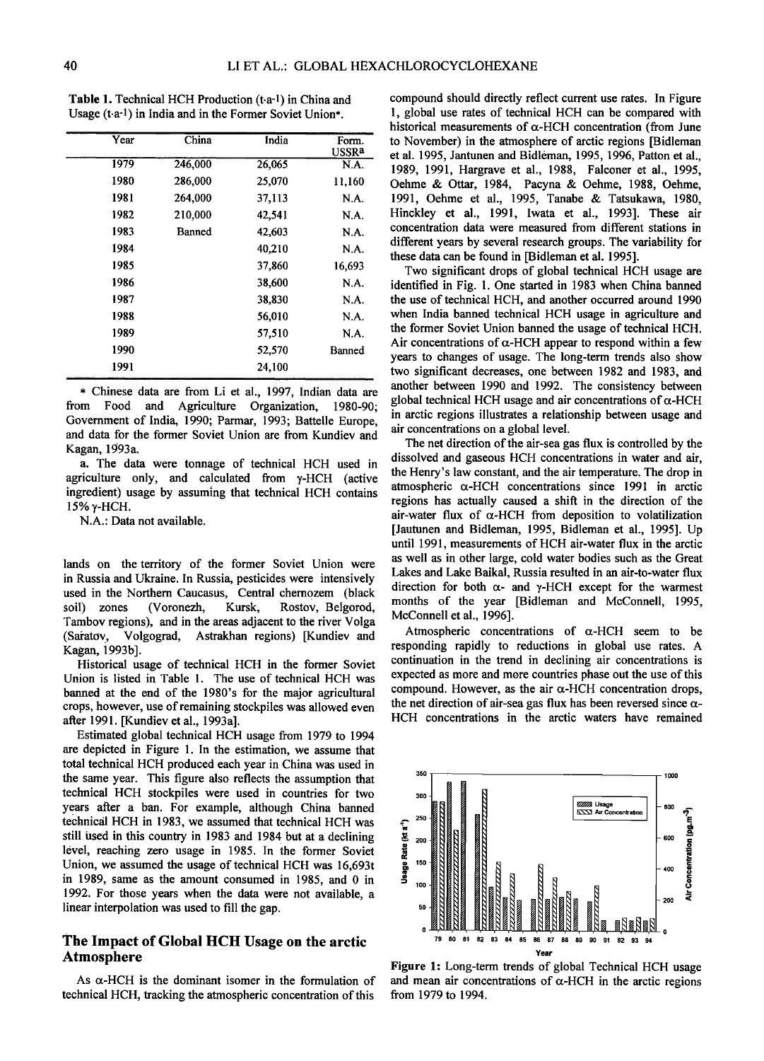**Table 1.** Technical HCH Production (t·a-1) in China and Usage (t·a-1) in India and in the Former Soviet Union*.

| Year | China | India | Form. USSR[a] |
|---|---|---|---|
| 1979 | 246,000 | 26,065 | N.A. |
| 1980 | 286,000 | 25,070 | 11,160 |
| 1981 | 264,000 | 37,113 | N.A. |
| 1982 | 210,000 | 42,541 | N.A. |
| 1983 | Banned | 42,603 | N.A. |
| 1984 | | 40,210 | N.A. |
| 1985 | | 37,860 | 16,693 |
| 1986 | | 38,600 | N.A. |
| 1987 | | 38,830 | N.A. |
| 1988 | | 56,010 | N.A. |
| 1989 | | 57,510 | N.A. |
| 1990 | | 52,570 | Banned |
| 1991 | | 24,100 | |

\* Chinese data are from Li et al., 1997, Indian data are from Food and Agriculture Organization, 1980-90; Government of India, 1990; Parmar, 1993; Battelle Europe, and data for the former Soviet Union are from Kundiev and Kagan, 1993a.

a. The data were tonnage of technical HCH used in agriculture only, and calculated from γ-HCH (active ingredient) usage by assuming that technical HCH contains 15% γ-HCH.

N.A.: Data not available.

lands on the territory of the former Soviet Union were in Russia and Ukraine. In Russia, pesticides were intensively used in the Northern Caucasus, Central chernozem (black soil) zones (Voronezh, Kursk, Rostov, Belgorod, Tambov regions), and in the areas adjacent to the river Volga (Saratov, Volgograd, Astrakhan regions) [Kundiev and Kagan, 1993b].

Historical usage of technical HCH in the former Soviet Union is listed in Table 1. The use of technical HCH was banned at the end of the 1980's for the major agricultural crops, however, use of remaining stockpiles was allowed even after 1991. [Kundiev et al., 1993a].

Estimated global technical HCH usage from 1979 to 1994 are depicted in Figure 1. In the estimation, we assume that total technical HCH produced each year in China was used in the same year. This figure also reflects the assumption that technical HCH stockpiles were used in countries for two years after a ban. For example, although China banned technical HCH in 1983, we assumed that technical HCH was still used in this country in 1983 and 1984 but at a declining level, reaching zero usage in 1985. In the former Soviet Union, we assumed the usage of technical HCH was 16,693t in 1989, same as the amount consumed in 1985, and 0 in 1992. For those years when the data were not available, a linear interpolation was used to fill the gap.

## The Impact of Global HCH Usage on the arctic Atmosphere

As α-HCH is the dominant isomer in the formulation of technical HCH, tracking the atmospheric concentration of this compound should directly reflect current use rates. In Figure 1, global use rates of technical HCH can be compared with historical measurements of α-HCH concentration (from June to November) in the atmosphere of arctic regions [Bidleman et al. 1995, Jantunen and Bidleman, 1995, 1996, Patton et al., 1989, 1991, Hargrave et al., 1988, Falconer et al., 1995, Oehme & Ottar, 1984, Pacyna & Oehme, 1988, Oehme, 1991, Oehme et al., 1995, Tanabe & Tatsukawa, 1980, Hinckley et al., 1991, Iwata et al., 1993]. These air concentration data were measured from different stations in different years by several research groups. The variability for these data can be found in [Bidleman et al. 1995].

Two significant drops of global technical HCH usage are identified in Fig. 1. One started in 1983 when China banned the use of technical HCH, and another occurred around 1990 when India banned technical HCH usage in agriculture and the former Soviet Union banned the usage of technical HCH. Air concentrations of α-HCH appear to respond within a few years to changes of usage. The long-term trends also show two significant decreases, one between 1982 and 1983, and another between 1990 and 1992. The consistency between global technical HCH usage and air concentrations of α-HCH in arctic regions illustrates a relationship between usage and air concentrations on a global level.

The net direction of the air-sea gas flux is controlled by the dissolved and gaseous HCH concentrations in water and air, the Henry's law constant, and the air temperature. The drop in atmospheric α-HCH concentrations since 1991 in arctic regions has actually caused a shift in the direction of the air-water flux of α-HCH from deposition to volatilization [Jautunen and Bidleman, 1995, Bidleman et al., 1995]. Up until 1991, measurements of HCH air-water flux in the arctic as well as in other large, cold water bodies such as the Great Lakes and Lake Baikal, Russia resulted in an air-to-water flux direction for both α- and γ-HCH except for the warmest months of the year [Bidleman and McConnell, 1995, McConnell et al., 1996].

Atmospheric concentrations of α-HCH seem to be responding rapidly to reductions in global use rates. A continuation in the trend in declining air concentrations is expected as more and more countries phase out the use of this compound. However, as the air α-HCH concentration drops, the net direction of air-sea gas flux has been reversed since α-HCH concentrations in the arctic waters have remained

**Figure 1:** Long-term trends of global Technical HCH usage and mean air concentrations of α-HCH in the arctic regions from 1979 to 1994.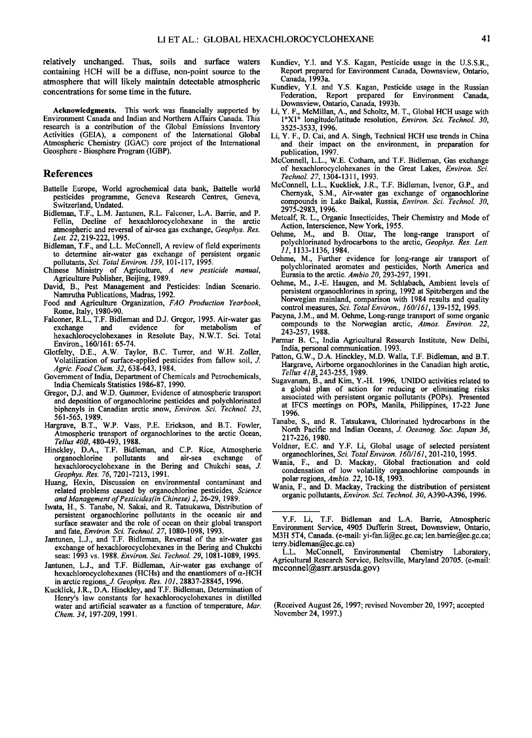relatively unchanged. Thus, soils and surface waters containing HCH will be a diffuse, non-point source to the atmosphere that will likely maintain detectable atmospheric concentrations for some time in the future.

**Acknowledgments.** This work was financially supported by Environment Canada and Indian and Northern Affairs Canada. This research is a contribution of the Global Emissions Inventory Activities (GEIA), a component of the International Global Atmospheric Chemistry (IGAC) core project of the International Geosphere - Biosphere Program (IGBP).

## References

Battelle Europe, World agrochemical data bank, Battelle world pesticides programme, Geneva Research Centres, Geneva, Switzerland, Undated.

Bidleman, T.F., L.M. Jantunen, R.L. Falconer, L.A. Barrie, and P. Fellin, Decline of hexachlorocyclohexane in the arctic atmospheric and reversal of air-sea gas exchange, *Geophys. Res. Lett. 22*, 219-222, 1995.

Bidleman, T.F., and L.L. McConnell, A review of field experiments to determine air-water gas exchange of persistent organic pollutants, *Sci. Total Environ. 159*, 101-117, 1995.

Chinese Ministry of Agriculture, *A new pesticide manual*, Agriculture Publisher, Beijing, 1989.

David, B., Pest Management and Pesticides: Indian Scenario. Namrutha Publications, Madras, 1992.

Food and Agriculture Organization, *FAO Production Yearbook*, Rome, Italy, 1980-90.

Falconer, R.L., T.F. Bidleman and D.J. Gregor, 1995. Air-water gas exchange and evidence for metabolism of hexachlorocyclohexanes in Resolute Bay, N.W.T. Sci. Total Environ., 160/161: 65-74.

Glotfelty, D.E., A.W. Taylor, B.C. Turrer, and W.H. Zoller, Volatilization of surface-applied pesticides from fallow soil, *J. Agric. Food Chem. 32*, 638-643, 1984.

Government of India, Department of Chemicals and Petrochemicals, India Chemicals Statistics 1986-87, 1990.

Gregor, D.J. and W.D. Gummer, Evidence of atmospheric transport and deposition of organochlorine pesticides and polychlorinated biphenyls in Canadian arctic snow, *Environ. Sci. Technol. 23*, 561-565, 1989.

Hargrave, B.T., W.P. Vass, P.E. Erickson, and B.T. Fowler, Atmospheric transport of organochlorines to the arctic Ocean, *Tellus 40B*, 480-493, 1988.

Hinckley, D.A., T.F. Bidleman, and C.P. Rice, Atmospheric organochlorine pollutants and air-sea exchange of hexachlorocyclohexane in the Bering and Chukchi seas, *J. Geophys. Res. 76*, 7201-7213, 1991.

Huang, Hexin, Discussion on environmental contaminant and related problems caused by organochlorine pesticides, *Science and Management of Pesticides(in Chinese) 2*, 26-29, 1989.

Iwata, H., S. Tanabe, N. Sakai, and R. Tatsukawa, Distribution of persistent organochlorine pollutants in the oceanic air and surface seawater and the role of ocean on their global transport and fate, *Environ. Sci. Technol. 27*, 1080-1098, 1993.

Jantunen, L.J., and T.F. Bidleman, Reversal of the air-water gas exchange of hexachlorocyclohexanes in the Bering and Chukchi seas: 1993 vs. 1988. *Environ. Sci. Technol. 29*, 1081-1089, 1995.

Jantunen, L.J., and T.F. Bidleman, Air-water gas exchange of hexachlorocyclohexanes (HCHs) and the enantiomers of α-HCH in arctic regions. *J. Geophys. Res. 101*, 28837-28845, 1996.

Kucklick, J.R., D.A. Hinckley, and T.F. Bidleman, Determination of Henry's law constants for hexachlorocyclohexanes in distilled water and artificial seawater as a function of temperature, *Mar. Chem. 34*, 197-209, 1991.

Kundiev, Y.I. and Y.S. Kagan, Pesticide usage in the U.S.S.R., Report prepared for Environment Canada, Downsview, Ontario, Canada, 1993a.

Kundiev, Y.I. and Y.S. Kagan, Pesticide usage in the Russian Federation, Report prepared for Environment Canada, Downsview, Ontario, Canada, 1993b.

Li, Y. F., McMillan, A., and Scholtz, M. T., Global HCH usage with 1°X1° longitude/latitude resolution, *Environ. Sci. Technol. 30*, 3525-3533, 1996.

Li, Y. F., D. Cai, and A. Singh, Technical HCH use trends in China and their impact on the environment, in preparation for publication, 1997.

McConnell, L.L., W.E. Cotham, and T.F. Bidleman, Gas exchange of hexachlorocyclohexanes in the Great Lakes, *Environ. Sci. Technol. 27*, 1304-1311, 1993.

McConnell, L.L., Kuckliek, J.R., T.F. Bidleman, Ivenor, G.P., and Chernyak, S.M., Air-water gas exchange of organochlorine compounds in Lake Baikal, Russia, *Environ. Sci. Technol. 30*, 2975-2983, 1996.

Metcalf, R. L., Organic Insecticides, Their Chemistry and Mode of Action, Interscience, New York, 1955.

Oehme, M., and B. Ottar, The long-range transport of polychlorinated hydrocarbons to the arctic, *Geophys. Res. Lett. 11*, 1133-1136, 1984.

Oehme, M., Further evidence for long-range air transport of polychlorinated aromates and pesticides, North America and Eurasia to the arctic. *Ambio 20*, 293-297, 1991.

Oehme, M., J.-E. Haugen, and M. Schlabach, Ambient levels of persistent organochlorines in spring, 1992 at Spitzbergen and the Norwegian mainland, comparison with 1984 results and quality control measures, *Sci. Total Environ., 160/161*, 139-152, 1995.

Pacyna, J.M., and M. Oehme, Long-range transport of some organic compounds to the Norwegian arctic, *Atmos. Environ. 22*, 243-257, 1988.

Parmar B. C., India Agricultural Research Institute, New Delhi, India, personal communication. 1993.

Patton, G.W., D.A. Hinckley, M.D. Walla, T.F. Bidleman, and B.T. Hargrave, Airborne organochlorines in the Canadian high arctic, *Tellus 41B*, 243-255, 1989.

Sugavanam, B., and Kim, Y.-H. 1996, UNIDO activities related to a global plan of action for reducing or eliminating risks associated with persistent organic pollutants (POPs). Presented at IFCS meetings on POPs, Manila, Philippines, 17-22 June 1996.

Tanabe, S., and R. Tatsukawa, Chlorinated hydrocarbons in the North Pacific and Indian Oceans, *J. Oceanog. Soc. Japan 36*, 217-226, 1980.

Voldner, E.C. and Y.F. Li, Global usage of selected persistent organochlorines, *Sci. Total Environ. 160/161*, 201-210, 1995.

Wania, F., and D. Mackay, Global fractionation and cold condensation of low volatility organochlorine compounds in polar regions, *Ambio. 22*, 10-18, 1993.

Wania, F., and D. Mackay, Tracking the distribution of persistent organic pollutants, *Environ. Sci. Technol. 30*, A390-A396, 1996.

---

Y.F. Li, T.F. Bidleman and L.A. Barrie, Atmospheric Environment Service, 4905 Dufferin Street, Downsview, Ontario, M3H 5T4, Canada. (e-mail: yi-fan.li@ec.gc.ca; len.barrie@ec.gc.ca; terry.bidleman@ec.gc.ca)

L.L. McConnell, Environmental Chemistry Laboratory, Agricultural Research Service, Beltsville, Maryland 20705. (e-mail: mcconnel@asrr.arsusda.gov)

(Received August 26, 1997; revised November 20, 1997; accepted November 24, 1997.)